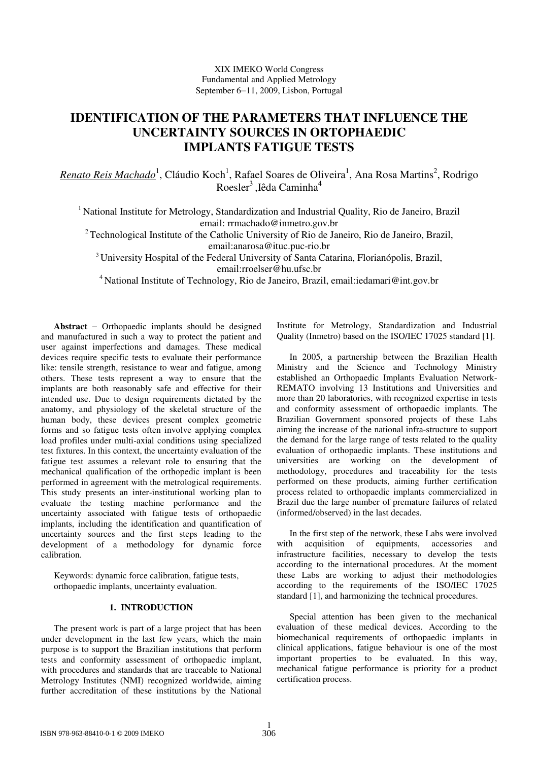XIX IMEKO World Congress
Fundamental and Applied Metrology
September 6−11, 2009, Lisbon, Portugal

# IDENTIFICATION OF THE PARAMETERS THAT INFLUENCE THE UNCERTAINTY SOURCES IN ORTOPHAEDIC IMPLANTS FATIGUE TESTS

*Renato Reis Machado*[1], Cláudio Koch[1], Rafael Soares de Oliveira[1], Ana Rosa Martins[2], Rodrigo Roesler[3], Iêda Caminha[4]

[1] National Institute for Metrology, Standardization and Industrial Quality, Rio de Janeiro, Brazil
email: rrmachado@inmetro.gov.br

[2] Technological Institute of the Catholic University of Rio de Janeiro, Rio de Janeiro, Brazil,
email:anarosa@ituc.puc-rio.br

[3] University Hospital of the Federal University of Santa Catarina, Florianópolis, Brazil,
email:rroelser@hu.ufsc.br

[4] National Institute of Technology, Rio de Janeiro, Brazil, email:iedamari@int.gov.br

**Abstract** − Orthopaedic implants should be designed and manufactured in such a way to protect the patient and user against imperfections and damages. These medical devices require specific tests to evaluate their performance like: tensile strength, resistance to wear and fatigue, among others. These tests represent a way to ensure that the implants are both reasonably safe and effective for their intended use. Due to design requirements dictated by the anatomy, and physiology of the skeletal structure of the human body, these devices present complex geometric forms and so fatigue tests often involve applying complex load profiles under multi-axial conditions using specialized test fixtures. In this context, the uncertainty evaluation of the fatigue test assumes a relevant role to ensuring that the mechanical qualification of the orthopedic implant is been performed in agreement with the metrological requirements. This study presents an inter-institutional working plan to evaluate the testing machine performance and the uncertainty associated with fatigue tests of orthopaedic implants, including the identification and quantification of uncertainty sources and the first steps leading to the development of a methodology for dynamic force calibration.

Keywords: dynamic force calibration, fatigue tests, orthopaedic implants, uncertainty evaluation.

## 1. INTRODUCTION

The present work is part of a large project that has been under development in the last few years, which the main purpose is to support the Brazilian institutions that perform tests and conformity assessment of orthopaedic implant, with procedures and standards that are traceable to National Metrology Institutes (NMI) recognized worldwide, aiming further accreditation of these institutions by the National Institute for Metrology, Standardization and Industrial Quality (Inmetro) based on the ISO/IEC 17025 standard [1].

In 2005, a partnership between the Brazilian Health Ministry and the Science and Technology Ministry established an Orthopaedic Implants Evaluation Network-REMATO involving 13 Institutions and Universities and more than 20 laboratories, with recognized expertise in tests and conformity assessment of orthopaedic implants. The Brazilian Government sponsored projects of these Labs aiming the increase of the national infra-structure to support the demand for the large range of tests related to the quality evaluation of orthopaedic implants. These institutions and universities are working on the development of methodology, procedures and traceability for the tests performed on these products, aiming further certification process related to orthopaedic implants commercialized in Brazil due the large number of premature failures of related (informed/observed) in the last decades.

In the first step of the network, these Labs were involved with acquisition of equipments, accessories and infrastructure facilities, necessary to develop the tests according to the international procedures. At the moment these Labs are working to adjust their methodologies according to the requirements of the ISO/IEC 17025 standard [1], and harmonizing the technical procedures.

Special attention has been given to the mechanical evaluation of these medical devices. According to the biomechanical requirements of orthopaedic implants in clinical applications, fatigue behaviour is one of the most important properties to be evaluated. In this way, mechanical fatigue performance is priority for a product certification process.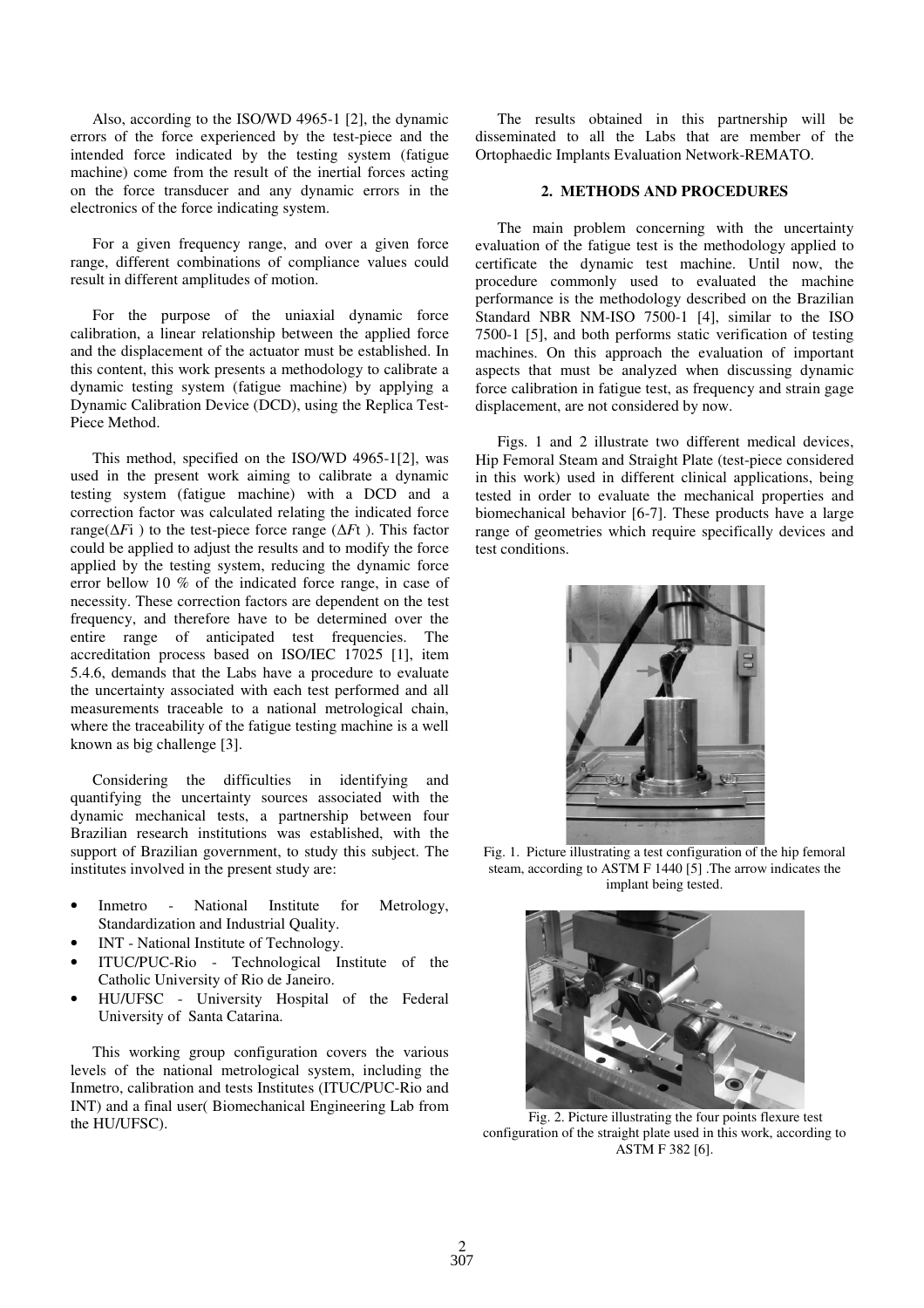Also, according to the ISO/WD 4965-1 [2], the dynamic errors of the force experienced by the test-piece and the intended force indicated by the testing system (fatigue machine) come from the result of the inertial forces acting on the force transducer and any dynamic errors in the electronics of the force indicating system.

For a given frequency range, and over a given force range, different combinations of compliance values could result in different amplitudes of motion.

For the purpose of the uniaxial dynamic force calibration, a linear relationship between the applied force and the displacement of the actuator must be established. In this content, this work presents a methodology to calibrate a dynamic testing system (fatigue machine) by applying a Dynamic Calibration Device (DCD), using the Replica Test-Piece Method.

This method, specified on the ISO/WD 4965-1[2], was used in the present work aiming to calibrate a dynamic testing system (fatigue machine) with a DCD and a correction factor was calculated relating the indicated force range($\Delta F$i ) to the test-piece force range ($\Delta F$t ). This factor could be applied to adjust the results and to modify the force applied by the testing system, reducing the dynamic force error bellow 10 % of the indicated force range, in case of necessity. These correction factors are dependent on the test frequency, and therefore have to be determined over the entire range of anticipated test frequencies. The accreditation process based on ISO/IEC 17025 [1], item 5.4.6, demands that the Labs have a procedure to evaluate the uncertainty associated with each test performed and all measurements traceable to a national metrological chain, where the traceability of the fatigue testing machine is a well known as big challenge [3].

Considering the difficulties in identifying and quantifying the uncertainty sources associated with the dynamic mechanical tests, a partnership between four Brazilian research institutions was established, with the support of Brazilian government, to study this subject. The institutes involved in the present study are:

- Inmetro - National Institute for Metrology, Standardization and Industrial Quality.
- INT - National Institute of Technology.
- ITUC/PUC-Rio - Technological Institute of the Catholic University of Rio de Janeiro.
- HU/UFSC - University Hospital of the Federal University of Santa Catarina.

This working group configuration covers the various levels of the national metrological system, including the Inmetro, calibration and tests Institutes (ITUC/PUC-Rio and INT) and a final user( Biomechanical Engineering Lab from the HU/UFSC).

The results obtained in this partnership will be disseminated to all the Labs that are member of the Ortophaedic Implants Evaluation Network-REMATO.

## 2. METHODS AND PROCEDURES

The main problem concerning with the uncertainty evaluation of the fatigue test is the methodology applied to certificate the dynamic test machine. Until now, the procedure commonly used to evaluated the machine performance is the methodology described on the Brazilian Standard NBR NM-ISO 7500-1 [4], similar to the ISO 7500-1 [5], and both performs static verification of testing machines. On this approach the evaluation of important aspects that must be analyzed when discussing dynamic force calibration in fatigue test, as frequency and strain gage displacement, are not considered by now.

Figs. 1 and 2 illustrate two different medical devices, Hip Femoral Steam and Straight Plate (test-piece considered in this work) used in different clinical applications, being tested in order to evaluate the mechanical properties and biomechanical behavior [6-7]. These products have a large range of geometries which require specifically devices and test conditions.

Fig. 1. Picture illustrating a test configuration of the hip femoral steam, according to ASTM F 1440 [5] .The arrow indicates the implant being tested.

Fig. 2. Picture illustrating the four points flexure test configuration of the straight plate used in this work, according to ASTM F 382 [6].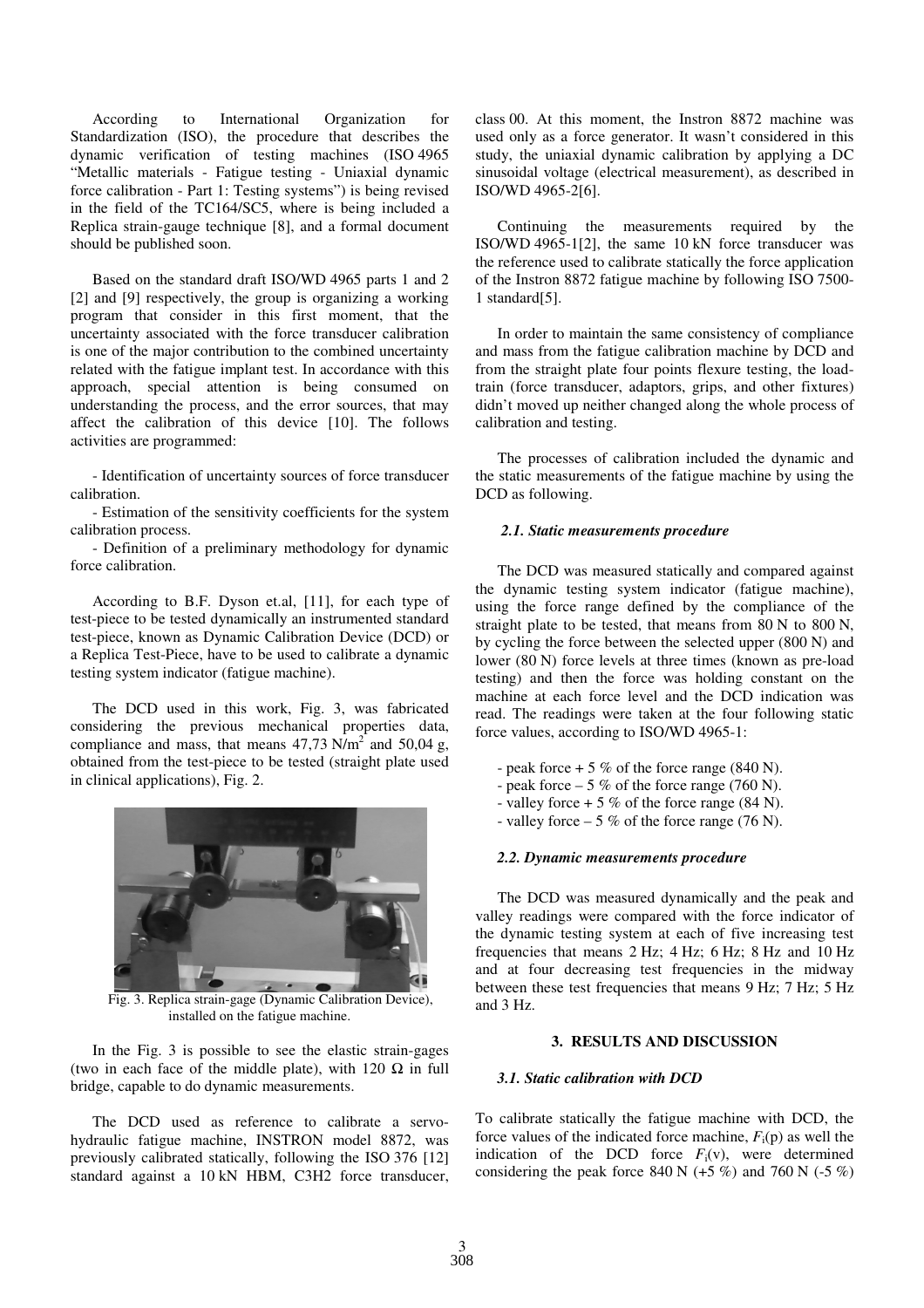According to International Organization for Standardization (ISO), the procedure that describes the dynamic verification of testing machines (ISO 4965 "Metallic materials - Fatigue testing - Uniaxial dynamic force calibration - Part 1: Testing systems") is being revised in the field of the TC164/SC5, where is being included a Replica strain-gauge technique [8], and a formal document should be published soon.

Based on the standard draft ISO/WD 4965 parts 1 and 2 [2] and [9] respectively, the group is organizing a working program that consider in this first moment, that the uncertainty associated with the force transducer calibration is one of the major contribution to the combined uncertainty related with the fatigue implant test. In accordance with this approach, special attention is being consumed on understanding the process, and the error sources, that may affect the calibration of this device [10]. The follows activities are programmed:

- Identification of uncertainty sources of force transducer calibration.
- Estimation of the sensitivity coefficients for the system calibration process.
- Definition of a preliminary methodology for dynamic force calibration.

According to B.F. Dyson et.al, [11], for each type of test-piece to be tested dynamically an instrumented standard test-piece, known as Dynamic Calibration Device (DCD) or a Replica Test-Piece, have to be used to calibrate a dynamic testing system indicator (fatigue machine).

The DCD used in this work, Fig. 3, was fabricated considering the previous mechanical properties data, compliance and mass, that means 47,73 N/m$^2$ and 50,04 g, obtained from the test-piece to be tested (straight plate used in clinical applications), Fig. 2.

Fig. 3. Replica strain-gage (Dynamic Calibration Device), installed on the fatigue machine.

In the Fig. 3 is possible to see the elastic strain-gages (two in each face of the middle plate), with 120 Ω in full bridge, capable to do dynamic measurements.

The DCD used as reference to calibrate a servo-hydraulic fatigue machine, INSTRON model 8872, was previously calibrated statically, following the ISO 376 [12] standard against a 10 kN HBM, C3H2 force transducer, class 00. At this moment, the Instron 8872 machine was used only as a force generator. It wasn't considered in this study, the uniaxial dynamic calibration by applying a DC sinusoidal voltage (electrical measurement), as described in ISO/WD 4965-2[6].

Continuing the measurements required by the ISO/WD 4965-1[2], the same 10 kN force transducer was the reference used to calibrate statically the force application of the Instron 8872 fatigue machine by following ISO 7500-1 standard[5].

In order to maintain the same consistency of compliance and mass from the fatigue calibration machine by DCD and from the straight plate four points flexure testing, the load-train (force transducer, adaptors, grips, and other fixtures) didn't moved up neither changed along the whole process of calibration and testing.

The processes of calibration included the dynamic and the static measurements of the fatigue machine by using the DCD as following.

### *2.1. Static measurements procedure*

The DCD was measured statically and compared against the dynamic testing system indicator (fatigue machine), using the force range defined by the compliance of the straight plate to be tested, that means from 80 N to 800 N, by cycling the force between the selected upper (800 N) and lower (80 N) force levels at three times (known as pre-load testing) and then the force was holding constant on the machine at each force level and the DCD indication was read. The readings were taken at the four following static force values, according to ISO/WD 4965-1:

- peak force + 5 % of the force range (840 N).
- peak force – 5 % of the force range (760 N).
- valley force + 5 % of the force range (84 N).
- valley force – 5 % of the force range (76 N).

### *2.2. Dynamic measurements procedure*

The DCD was measured dynamically and the peak and valley readings were compared with the force indicator of the dynamic testing system at each of five increasing test frequencies that means 2 Hz; 4 Hz; 6 Hz; 8 Hz and 10 Hz and at four decreasing test frequencies in the midway between these test frequencies that means 9 Hz; 7 Hz; 5 Hz and 3 Hz.

## 3. RESULTS AND DISCUSSION

### *3.1. Static calibration with DCD*

To calibrate statically the fatigue machine with DCD, the force values of the indicated force machine, $F_i(p)$ as well the indication of the DCD force $F_i(v)$, were determined considering the peak force 840 N (+5 %) and 760 N (-5 %)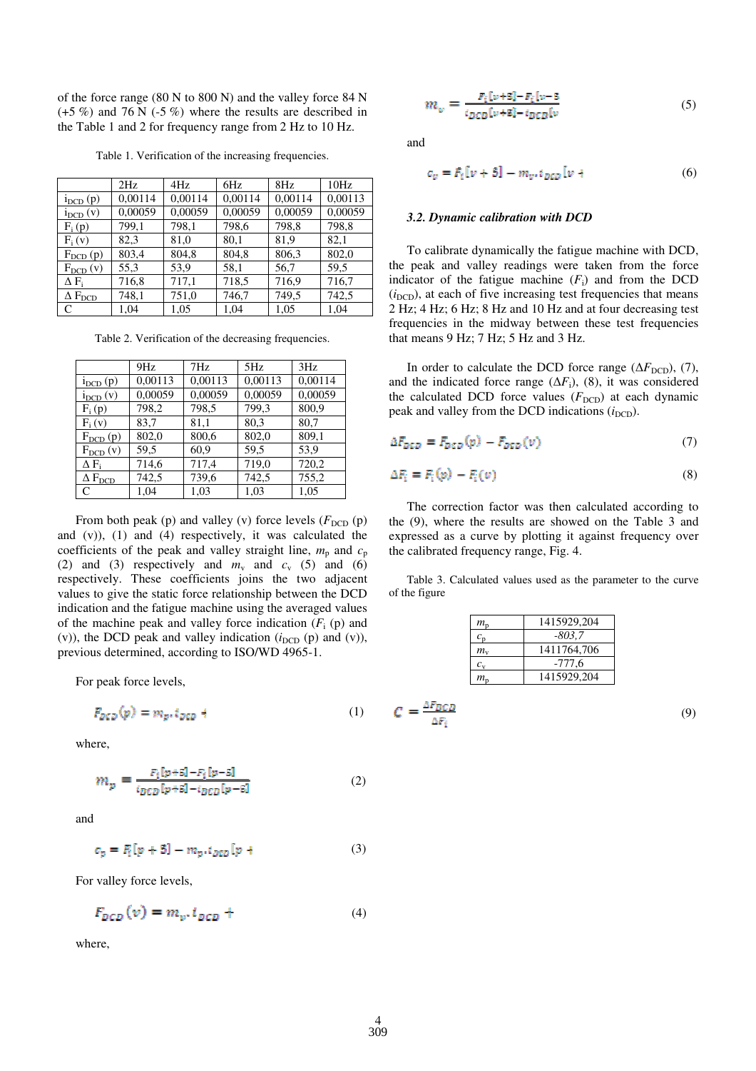of the force range (80 N to 800 N) and the valley force 84 N (+5 %) and 76 N (-5 %) where the results are described in the Table 1 and 2 for frequency range from 2 Hz to 10 Hz.

Table 1. Verification of the increasing frequencies.

| | 2Hz | 4Hz | 6Hz | 8Hz | 10Hz |
|---|---|---|---|---|---|
| $i_{DCD}$ (p) | 0,00114 | 0,00114 | 0,00114 | 0,00114 | 0,00113 |
| $i_{DCD}$ (v) | 0,00059 | 0,00059 | 0,00059 | 0,00059 | 0,00059 |
| $F_i$ (p) | 799,1 | 798,1 | 798,6 | 798,8 | 798,8 |
| $F_i$ (v) | 82,3 | 81,0 | 80,1 | 81,9 | 82,1 |
| $F_{DCD}$ (p) | 803,4 | 804,8 | 804,8 | 806,3 | 802,0 |
| $F_{DCD}$ (v) | 55,3 | 53,9 | 58,1 | 56,7 | 59,5 |
| $\Delta F_i$ | 716,8 | 717,1 | 718,5 | 716,9 | 716,7 |
| $\Delta F_{DCD}$ | 748,1 | 751,0 | 746,7 | 749,5 | 742,5 |
| C | 1,04 | 1,05 | 1,04 | 1,05 | 1,04 |

Table 2. Verification of the decreasing frequencies.

| | 9Hz | 7Hz | 5Hz | 3Hz |
|---|---|---|---|---|
| $i_{DCD}$ (p) | 0,00113 | 0,00113 | 0,00113 | 0,00114 |
| $i_{DCD}$ (v) | 0,00059 | 0,00059 | 0,00059 | 0,00059 |
| $F_i$ (p) | 798,2 | 798,5 | 799,3 | 800,9 |
| $F_i$ (v) | 83,7 | 81,1 | 80,3 | 80,7 |
| $F_{DCD}$ (p) | 802,0 | 800,6 | 802,0 | 809,1 |
| $F_{DCD}$ (v) | 59,5 | 60,9 | 59,5 | 53,9 |
| $\Delta F_i$ | 714,6 | 717,4 | 719,0 | 720,2 |
| $\Delta F_{DCD}$ | 742,5 | 739,6 | 742,5 | 755,2 |
| C | 1,04 | 1,03 | 1,03 | 1,05 |

From both peak (p) and valley (v) force levels ($F_{DCD}$ (p) and (v)), (1) and (4) respectively, it was calculated the coefficients of the peak and valley straight line, $m_p$ and $c_p$ (2) and (3) respectively and $m_v$ and $c_v$ (5) and (6) respectively. These coefficients joins the two adjacent values to give the static force relationship between the DCD indication and the fatigue machine using the averaged values of the machine peak and valley force indication ($F_i$ (p) and (v)), the DCD peak and valley indication ($i_{DCD}$ (p) and (v)), previous determined, according to ISO/WD 4965-1.

For peak force levels,

$$F_{DCD}(p) = m_p . i_{DCD} + \tag{1}$$

where,

$$m_p = \frac{F_i[p+5] - F_i[p-5]}{i_{DCD}[p+5] - i_{DCD}[p-5]} \tag{2}$$

and

$$c_p = F_i[p+5] - m_p . i_{DCD}[p + \tag{3}$$

For valley force levels,

$$F_{DCD}(v) = m_v . i_{DCD} + \tag{4}$$

where,

$$m_v = \frac{F_i[v+5] - F_i[v-5}{i_{DCD}[v+5] - i_{DCD}[v} \tag{5}$$

and

$$c_v = F_i[v+5] - m_v . i_{DCD}[v + \tag{6}$$

### 3.2. Dynamic calibration with DCD

To calibrate dynamically the fatigue machine with DCD, the peak and valley readings were taken from the force indicator of the fatigue machine ($F_i$) and from the DCD ($i_{DCD}$), at each of five increasing test frequencies that means 2 Hz; 4 Hz; 6 Hz; 8 Hz and 10 Hz and at four decreasing test frequencies in the midway between these test frequencies that means 9 Hz; 7 Hz; 5 Hz and 3 Hz.

In order to calculate the DCD force range ($\Delta F_{DCD}$), (7), and the indicated force range ($\Delta F_i$), (8), it was considered the calculated DCD force values ($F_{DCD}$) at each dynamic peak and valley from the DCD indications ($i_{DCD}$).

$$\Delta F_{DCD} = F_{DCD}(p) - F_{DCD}(v) \tag{7}$$

$$\Delta F_i = F_i(p) - F_i(v) \tag{8}$$

The correction factor was then calculated according to the (9), where the results are showed on the Table 3 and expressed as a curve by plotting it against frequency over the calibrated frequency range, Fig. 4.

Table 3. Calculated values used as the parameter to the curve of the figure

| | |
|---|---|
| $m_p$ | 1415929,204 |
| $c_p$ | -803,7 |
| $m_v$ | 1411764,706 |
| $c_v$ | -777,6 |
| $m_p$ | 1415929,204 |

$$C = \frac{\Delta F_{DCD}}{\Delta F_i} \tag{9}$$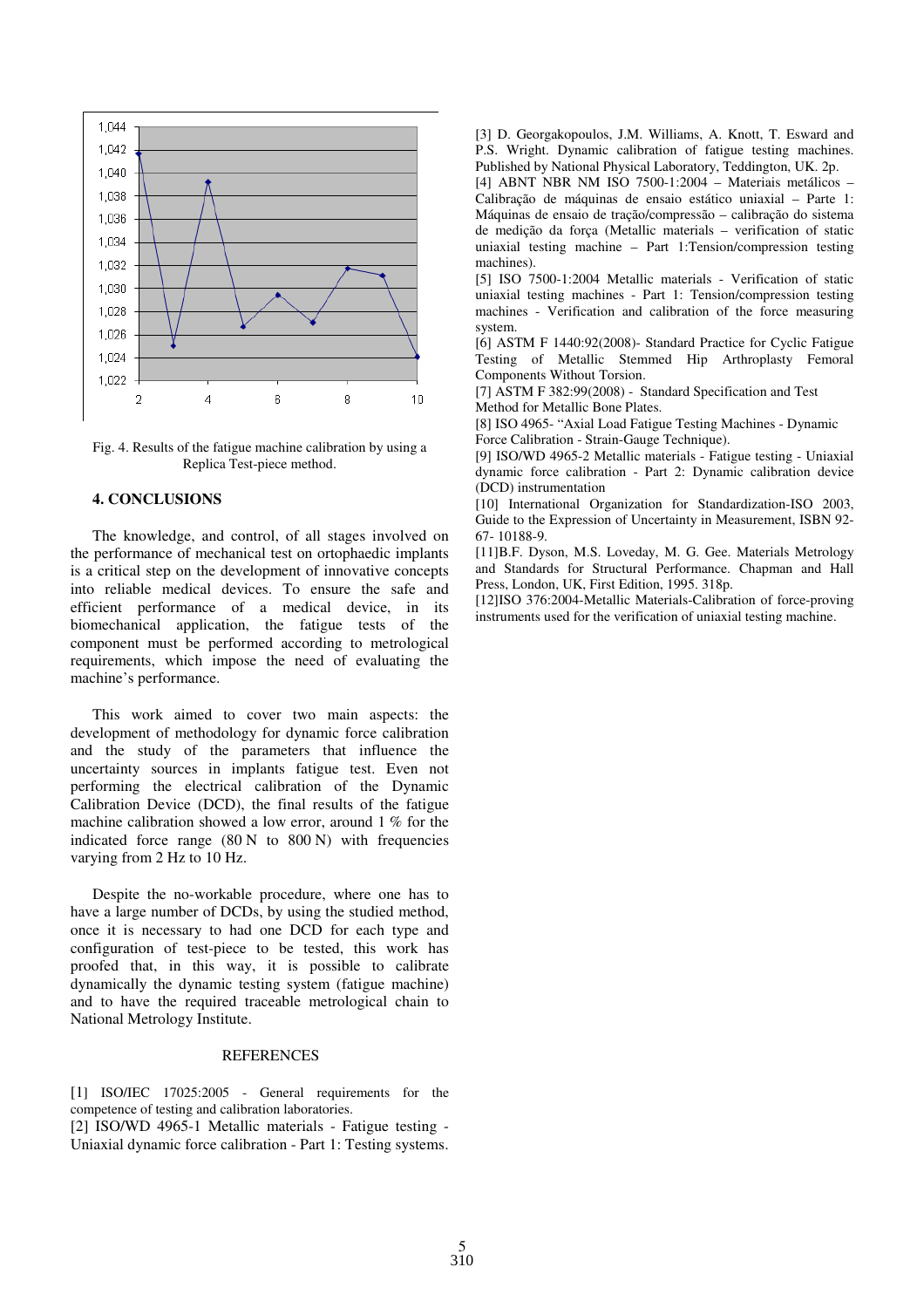1,044
1,042
1,040
1,038
1,036
1,034
1,032
1,030
1,028
1,026
1,024
1,022
2
4
6
8
10

Fig. 4. Results of the fatigue machine calibration by using a Replica Test-piece method.

## 4. CONCLUSIONS

The knowledge, and control, of all stages involved on the performance of mechanical test on ortophaedic implants is a critical step on the development of innovative concepts into reliable medical devices. To ensure the safe and efficient performance of a medical device, in its biomechanical application, the fatigue tests of the component must be performed according to metrological requirements, which impose the need of evaluating the machine's performance.

This work aimed to cover two main aspects: the development of methodology for dynamic force calibration and the study of the parameters that influence the uncertainty sources in implants fatigue test. Even not performing the electrical calibration of the Dynamic Calibration Device (DCD), the final results of the fatigue machine calibration showed a low error, around 1 % for the indicated force range (80 N to 800 N) with frequencies varying from 2 Hz to 10 Hz.

Despite the no-workable procedure, where one has to have a large number of DCDs, by using the studied method, once it is necessary to had one DCD for each type and configuration of test-piece to be tested, this work has proofed that, in this way, it is possible to calibrate dynamically the dynamic testing system (fatigue machine) and to have the required traceable metrological chain to National Metrology Institute.

## REFERENCES

[1] ISO/IEC 17025:2005 - General requirements for the competence of testing and calibration laboratories.

[2] ISO/WD 4965-1 Metallic materials - Fatigue testing - Uniaxial dynamic force calibration - Part 1: Testing systems.

[3] D. Georgakopoulos, J.M. Williams, A. Knott, T. Esward and P.S. Wright. Dynamic calibration of fatigue testing machines. Published by National Physical Laboratory, Teddington, UK. 2p.

[4] ABNT NBR NM ISO 7500-1:2004 – Materiais metálicos – Calibração de máquinas de ensaio estático uniaxial – Parte 1: Máquinas de ensaio de tração/compressão – calibração do sistema de medição da força (Metallic materials – verification of static uniaxial testing machine – Part 1:Tension/compression testing machines).

[5] ISO 7500-1:2004 Metallic materials - Verification of static uniaxial testing machines - Part 1: Tension/compression testing machines - Verification and calibration of the force measuring system.

[6] ASTM F 1440:92(2008)- Standard Practice for Cyclic Fatigue Testing of Metallic Stemmed Hip Arthroplasty Femoral Components Without Torsion.

[7] ASTM F 382:99(2008) - Standard Specification and Test Method for Metallic Bone Plates.

[8] ISO 4965- "Axial Load Fatigue Testing Machines - Dynamic Force Calibration - Strain-Gauge Technique).

[9] ISO/WD 4965-2 Metallic materials - Fatigue testing - Uniaxial dynamic force calibration - Part 2: Dynamic calibration device (DCD) instrumentation

[10] International Organization for Standardization-ISO 2003, Guide to the Expression of Uncertainty in Measurement, ISBN 92-67- 10188-9.

[11]B.F. Dyson, M.S. Loveday, M. G. Gee. Materials Metrology and Standards for Structural Performance. Chapman and Hall Press, London, UK, First Edition, 1995. 318p.

[12]ISO 376:2004-Metallic Materials-Calibration of force-proving instruments used for the verification of uniaxial testing machine.